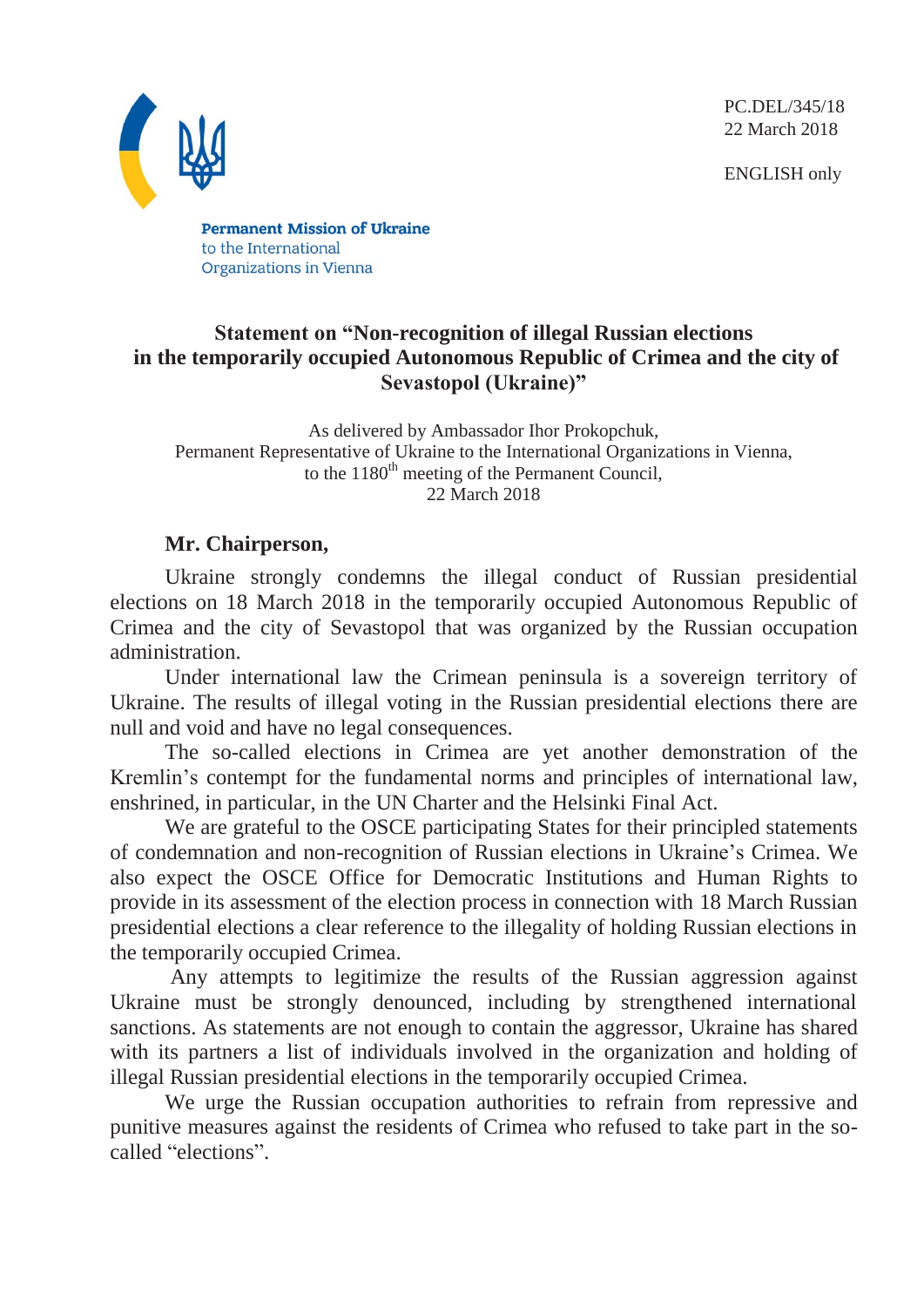PC.DEL/345/18
22 March 2018

ENGLISH only

**Permanent Mission of Ukraine**
to the International
Organizations in Vienna

## Statement on "Non-recognition of illegal Russian elections in the temporarily occupied Autonomous Republic of Crimea and the city of Sevastopol (Ukraine)"

As delivered by Ambassador Ihor Prokopchuk,
Permanent Representative of Ukraine to the International Organizations in Vienna,
to the 1180th meeting of the Permanent Council,
22 March 2018

**Mr. Chairperson,**

Ukraine strongly condemns the illegal conduct of Russian presidential elections on 18 March 2018 in the temporarily occupied Autonomous Republic of Crimea and the city of Sevastopol that was organized by the Russian occupation administration.

Under international law the Crimean peninsula is a sovereign territory of Ukraine. The results of illegal voting in the Russian presidential elections there are null and void and have no legal consequences.

The so-called elections in Crimea are yet another demonstration of the Kremlin's contempt for the fundamental norms and principles of international law, enshrined, in particular, in the UN Charter and the Helsinki Final Act.

We are grateful to the OSCE participating States for their principled statements of condemnation and non-recognition of Russian elections in Ukraine's Crimea. We also expect the OSCE Office for Democratic Institutions and Human Rights to provide in its assessment of the election process in connection with 18 March Russian presidential elections a clear reference to the illegality of holding Russian elections in the temporarily occupied Crimea.

Any attempts to legitimize the results of the Russian aggression against Ukraine must be strongly denounced, including by strengthened international sanctions. As statements are not enough to contain the aggressor, Ukraine has shared with its partners a list of individuals involved in the organization and holding of illegal Russian presidential elections in the temporarily occupied Crimea.

We urge the Russian occupation authorities to refrain from repressive and punitive measures against the residents of Crimea who refused to take part in the so-called "elections".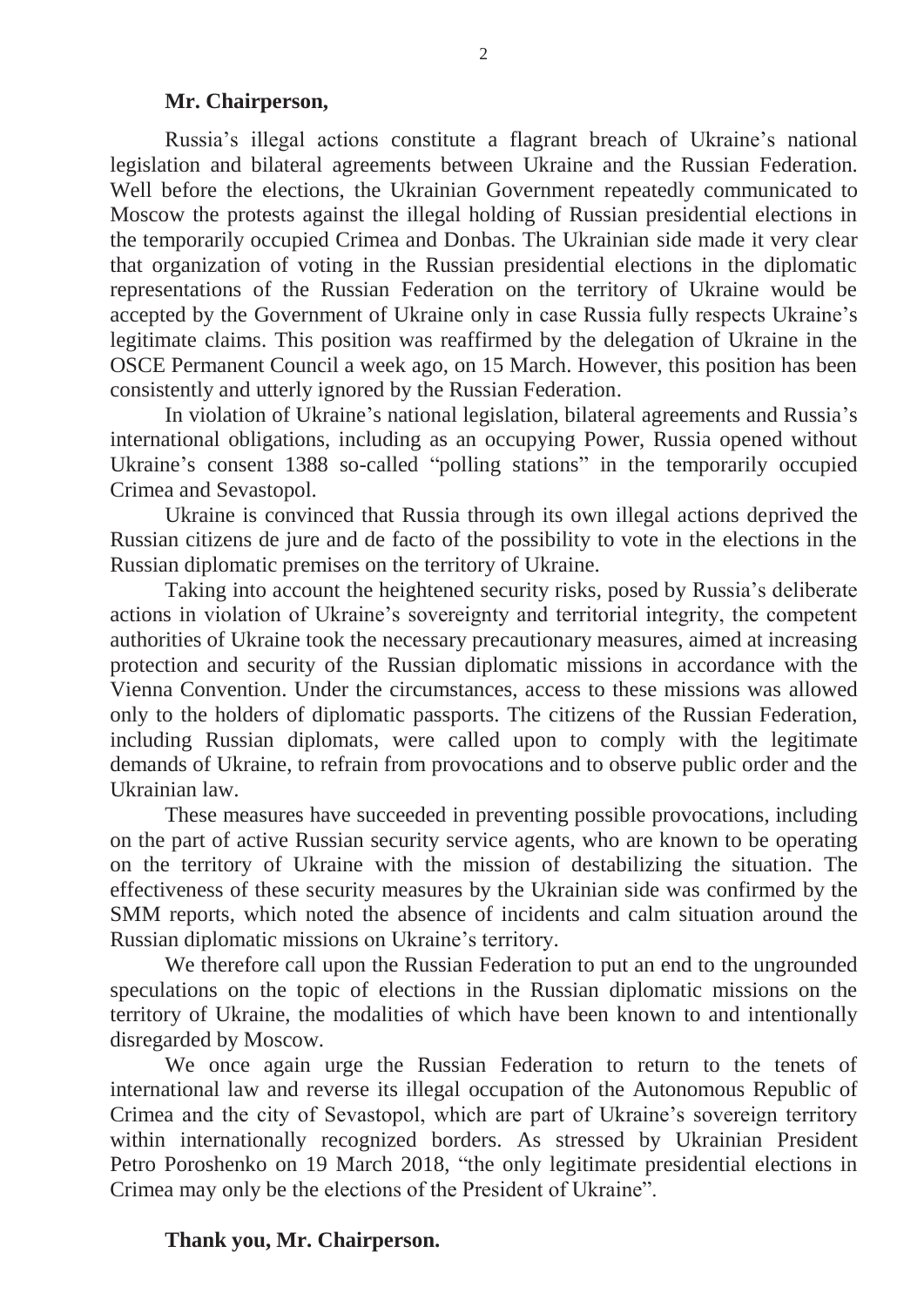**Mr. Chairperson,**

Russia's illegal actions constitute a flagrant breach of Ukraine's national legislation and bilateral agreements between Ukraine and the Russian Federation. Well before the elections, the Ukrainian Government repeatedly communicated to Moscow the protests against the illegal holding of Russian presidential elections in the temporarily occupied Crimea and Donbas. The Ukrainian side made it very clear that organization of voting in the Russian presidential elections in the diplomatic representations of the Russian Federation on the territory of Ukraine would be accepted by the Government of Ukraine only in case Russia fully respects Ukraine's legitimate claims. This position was reaffirmed by the delegation of Ukraine in the OSCE Permanent Council a week ago, on 15 March. However, this position has been consistently and utterly ignored by the Russian Federation.

In violation of Ukraine's national legislation, bilateral agreements and Russia's international obligations, including as an occupying Power, Russia opened without Ukraine's consent 1388 so-called "polling stations" in the temporarily occupied Crimea and Sevastopol.

Ukraine is convinced that Russia through its own illegal actions deprived the Russian citizens de jure and de facto of the possibility to vote in the elections in the Russian diplomatic premises on the territory of Ukraine.

Taking into account the heightened security risks, posed by Russia's deliberate actions in violation of Ukraine's sovereignty and territorial integrity, the competent authorities of Ukraine took the necessary precautionary measures, aimed at increasing protection and security of the Russian diplomatic missions in accordance with the Vienna Convention. Under the circumstances, access to these missions was allowed only to the holders of diplomatic passports. The citizens of the Russian Federation, including Russian diplomats, were called upon to comply with the legitimate demands of Ukraine, to refrain from provocations and to observe public order and the Ukrainian law.

These measures have succeeded in preventing possible provocations, including on the part of active Russian security service agents, who are known to be operating on the territory of Ukraine with the mission of destabilizing the situation. The effectiveness of these security measures by the Ukrainian side was confirmed by the SMM reports, which noted the absence of incidents and calm situation around the Russian diplomatic missions on Ukraine's territory.

We therefore call upon the Russian Federation to put an end to the ungrounded speculations on the topic of elections in the Russian diplomatic missions on the territory of Ukraine, the modalities of which have been known to and intentionally disregarded by Moscow.

We once again urge the Russian Federation to return to the tenets of international law and reverse its illegal occupation of the Autonomous Republic of Crimea and the city of Sevastopol, which are part of Ukraine's sovereign territory within internationally recognized borders. As stressed by Ukrainian President Petro Poroshenko on 19 March 2018, "the only legitimate presidential elections in Crimea may only be the elections of the President of Ukraine".

**Thank you, Mr. Chairperson.**